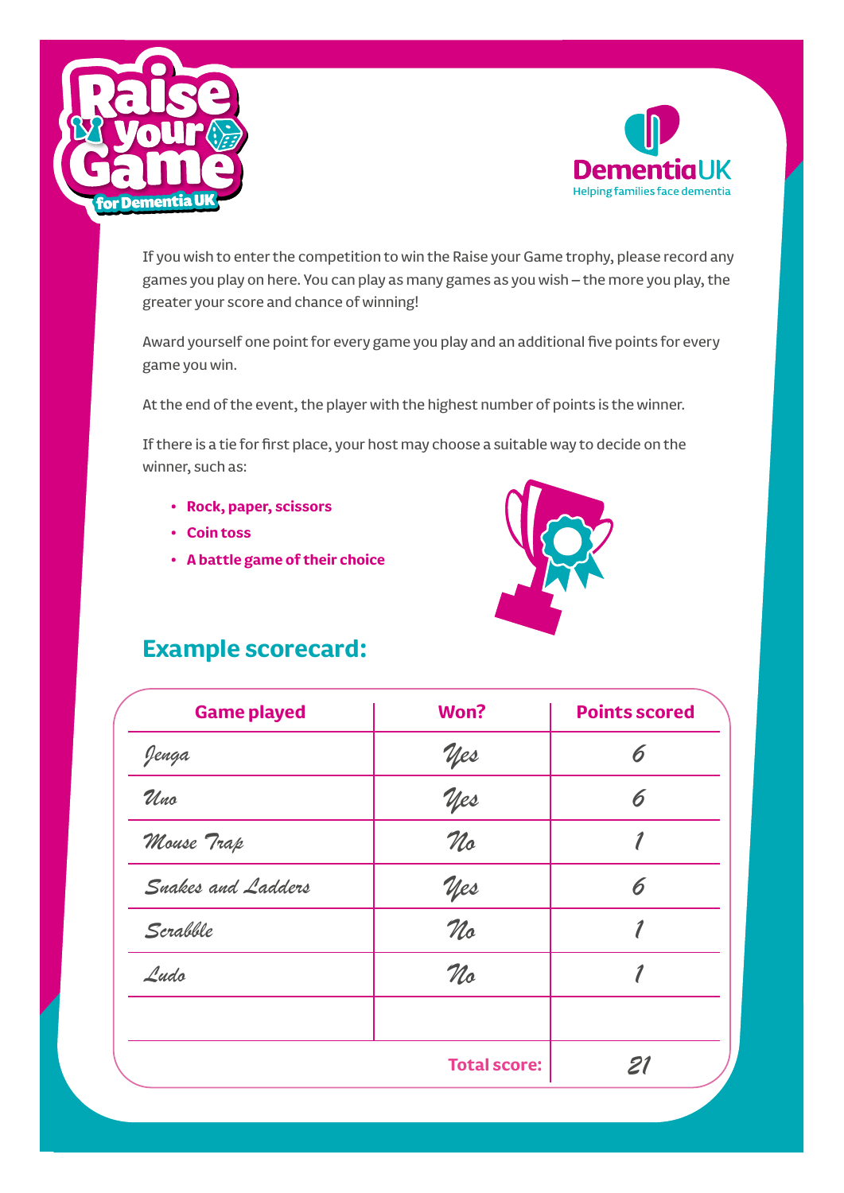Raise your Game for Dementia UK

Dementia UK — Helping families face dementia

If you wish to enter the competition to win the Raise your Game trophy, please record any games you play on here. You can play as many games as you wish – the more you play, the greater your score and chance of winning!

Award yourself one point for every game you play and an additional five points for every game you win.

At the end of the event, the player with the highest number of points is the winner.

If there is a tie for first place, your host may choose a suitable way to decide on the winner, such as:

- **Rock, paper, scissors**
- **Coin toss**
- **A battle game of their choice**

## Example scorecard:

| Game played | Won? | Points scored |
|---|---|---|
| Jenga | Yes | 6 |
| Uno | Yes | 6 |
| Mouse Trap | No | 1 |
| Snakes and Ladders | Yes | 6 |
| Scrabble | No | 1 |
| Ludo | No | 1 |
| | | |
| | **Total score:** | 21 |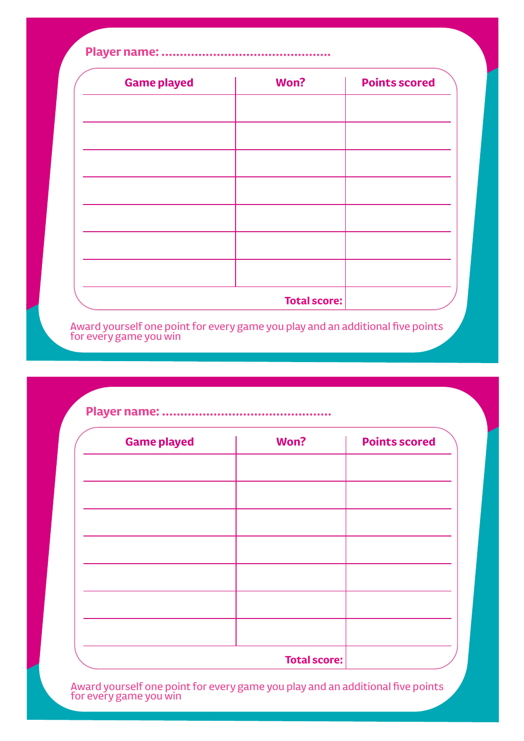Player name: ..............................................

| Game played | Won? | Points scored |
| --- | --- | --- |
| | | |
| | | |
| | | |
| | | |
| | | |
| | | |
| | | |
| | **Total score:** | |

Award yourself one point for every game you play and an additional five points for every game you win

Player name: ..............................................

| Game played | Won? | Points scored |
| --- | --- | --- |
| | | |
| | | |
| | | |
| | | |
| | | |
| | | |
| | | |
| | **Total score:** | |

Award yourself one point for every game you play and an additional five points for every game you win